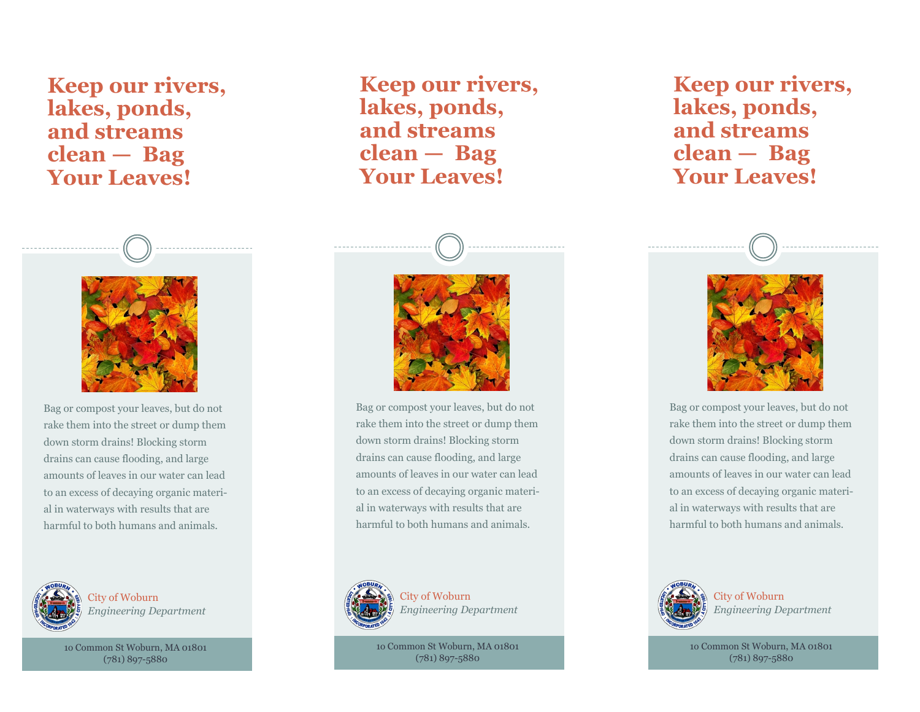# Keep our rivers, lakes, ponds, and streams clean — Bag Your Leaves!

Bag or compost your leaves, but do not rake them into the street or dump them down storm drains! Blocking storm drains can cause flooding, and large amounts of leaves in our water can lead to an excess of decaying organic material in waterways with results that are harmful to both humans and animals.

City of Woburn
*Engineering Department*

10 Common St Woburn, MA 01801
(781) 897-5880

# Keep our rivers, lakes, ponds, and streams clean — Bag Your Leaves!

Bag or compost your leaves, but do not rake them into the street or dump them down storm drains! Blocking storm drains can cause flooding, and large amounts of leaves in our water can lead to an excess of decaying organic material in waterways with results that are harmful to both humans and animals.

City of Woburn
*Engineering Department*

10 Common St Woburn, MA 01801
(781) 897-5880

# Keep our rivers, lakes, ponds, and streams clean — Bag Your Leaves!

Bag or compost your leaves, but do not rake them into the street or dump them down storm drains! Blocking storm drains can cause flooding, and large amounts of leaves in our water can lead to an excess of decaying organic material in waterways with results that are harmful to both humans and animals.

City of Woburn
*Engineering Department*

10 Common St Woburn, MA 01801
(781) 897-5880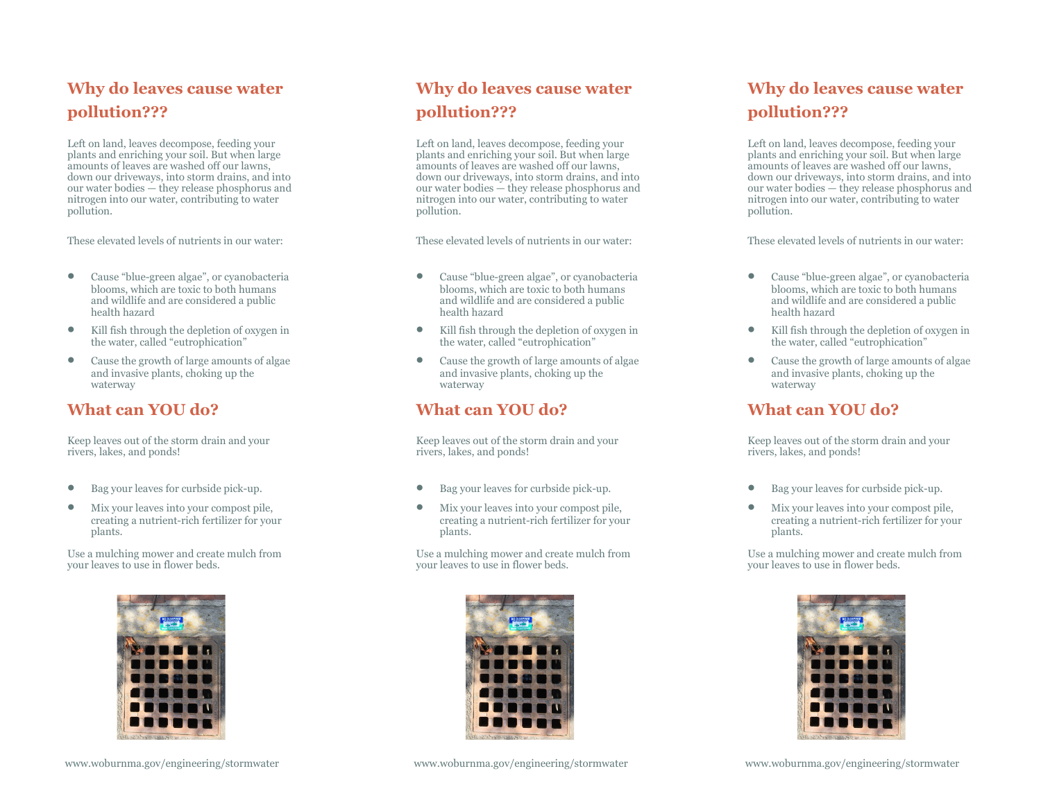## Why do leaves cause water pollution???

Left on land, leaves decompose, feeding your plants and enriching your soil. But when large amounts of leaves are washed off our lawns, down our driveways, into storm drains, and into our water bodies — they release phosphorus and nitrogen into our water, contributing to water pollution.

These elevated levels of nutrients in our water:

- Cause "blue-green algae", or cyanobacteria blooms, which are toxic to both humans and wildlife and are considered a public health hazard
- Kill fish through the depletion of oxygen in the water, called "eutrophication"
- Cause the growth of large amounts of algae and invasive plants, choking up the waterway

## What can YOU do?

Keep leaves out of the storm drain and your rivers, lakes, and ponds!

- Bag your leaves for curbside pick-up.
- Mix your leaves into your compost pile, creating a nutrient-rich fertilizer for your plants.

Use a mulching mower and create mulch from your leaves to use in flower beds.

www.woburnma.gov/engineering/stormwater

## Why do leaves cause water pollution???

Left on land, leaves decompose, feeding your plants and enriching your soil. But when large amounts of leaves are washed off our lawns, down our driveways, into storm drains, and into our water bodies — they release phosphorus and nitrogen into our water, contributing to water pollution.

These elevated levels of nutrients in our water:

- Cause "blue-green algae", or cyanobacteria blooms, which are toxic to both humans and wildlife and are considered a public health hazard
- Kill fish through the depletion of oxygen in the water, called "eutrophication"
- Cause the growth of large amounts of algae and invasive plants, choking up the waterway

## What can YOU do?

Keep leaves out of the storm drain and your rivers, lakes, and ponds!

- Bag your leaves for curbside pick-up.
- Mix your leaves into your compost pile, creating a nutrient-rich fertilizer for your plants.

Use a mulching mower and create mulch from your leaves to use in flower beds.

www.woburnma.gov/engineering/stormwater

## Why do leaves cause water pollution???

Left on land, leaves decompose, feeding your plants and enriching your soil. But when large amounts of leaves are washed off our lawns, down our driveways, into storm drains, and into our water bodies — they release phosphorus and nitrogen into our water, contributing to water pollution.

These elevated levels of nutrients in our water:

- Cause "blue-green algae", or cyanobacteria blooms, which are toxic to both humans and wildlife and are considered a public health hazard
- Kill fish through the depletion of oxygen in the water, called "eutrophication"
- Cause the growth of large amounts of algae and invasive plants, choking up the waterway

## What can YOU do?

Keep leaves out of the storm drain and your rivers, lakes, and ponds!

- Bag your leaves for curbside pick-up.
- Mix your leaves into your compost pile, creating a nutrient-rich fertilizer for your plants.

Use a mulching mower and create mulch from your leaves to use in flower beds.

www.woburnma.gov/engineering/stormwater